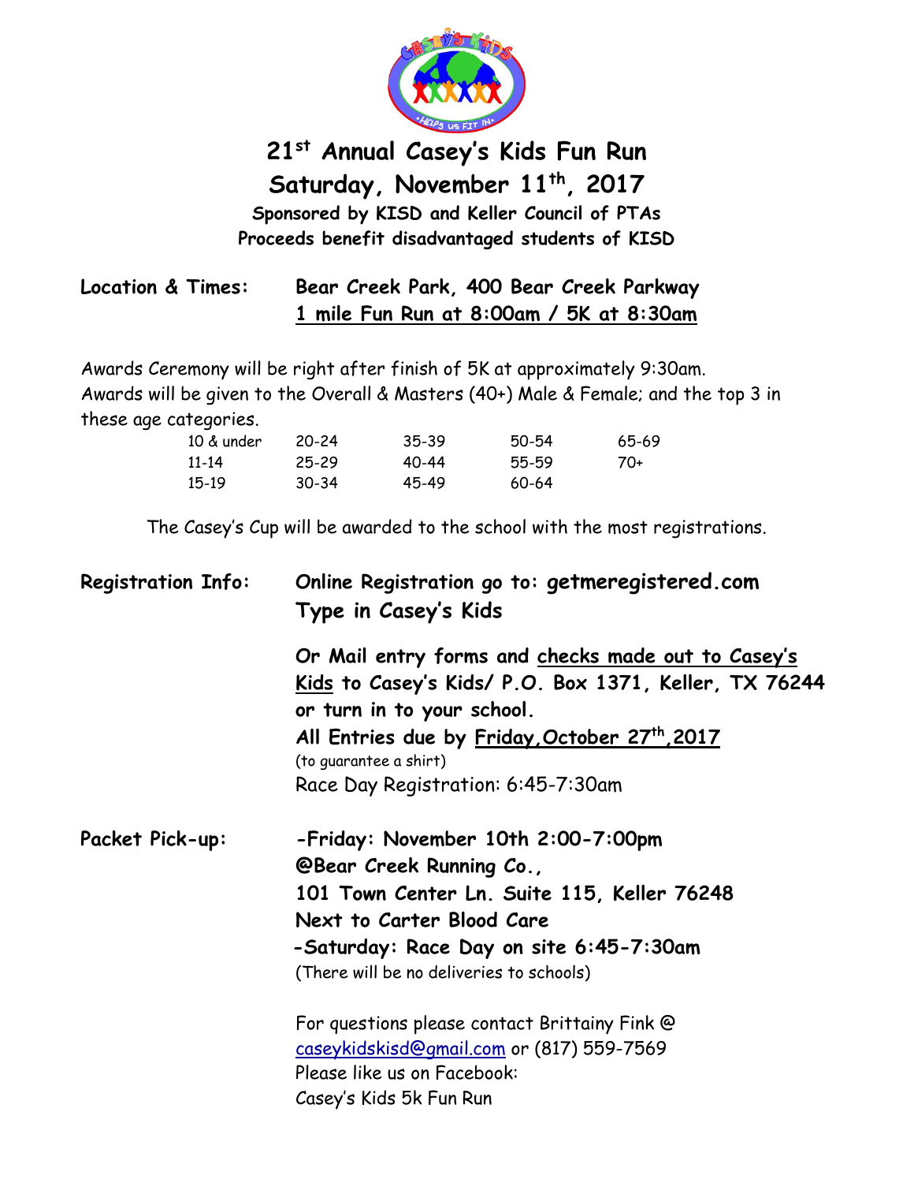# 21st Annual Casey's Kids Fun Run

## Saturday, November 11th, 2017

**Sponsored by KISD and Keller Council of PTAs**
**Proceeds benefit disadvantaged students of KISD**

**Location & Times:** **Bear Creek Park, 400 Bear Creek Parkway**
**1 mile Fun Run at 8:00am / 5K at 8:30am**

Awards Ceremony will be right after finish of 5K at approximately 9:30am.
Awards will be given to the Overall & Masters (40+) Male & Female; and the top 3 in these age categories.

| | | | | |
|---|---|---|---|---|
| 10 & under | 20-24 | 35-39 | 50-54 | 65-69 |
| 11-14 | 25-29 | 40-44 | 55-59 | 70+ |
| 15-19 | 30-34 | 45-49 | 60-64 | |

The Casey's Cup will be awarded to the school with the most registrations.

**Registration Info:** **Online Registration go to: getmeregistered.com**
**Type in Casey's Kids**

**Or Mail entry forms and checks made out to Casey's Kids to Casey's Kids/ P.O. Box 1371, Keller, TX 76244 or turn in to your school.**
**All Entries due by Friday,October 27th,2017**
(to guarantee a shirt)
Race Day Registration: 6:45-7:30am

**Packet Pick-up:** **-Friday: November 10th 2:00-7:00pm**
**@Bear Creek Running Co.,**
**101 Town Center Ln. Suite 115, Keller 76248**
**Next to Carter Blood Care**
**-Saturday: Race Day on site 6:45-7:30am**
(There will be no deliveries to schools)

For questions please contact Brittainy Fink @ caseykidskisd@gmail.com or (817) 559-7569
Please like us on Facebook:
Casey's Kids 5k Fun Run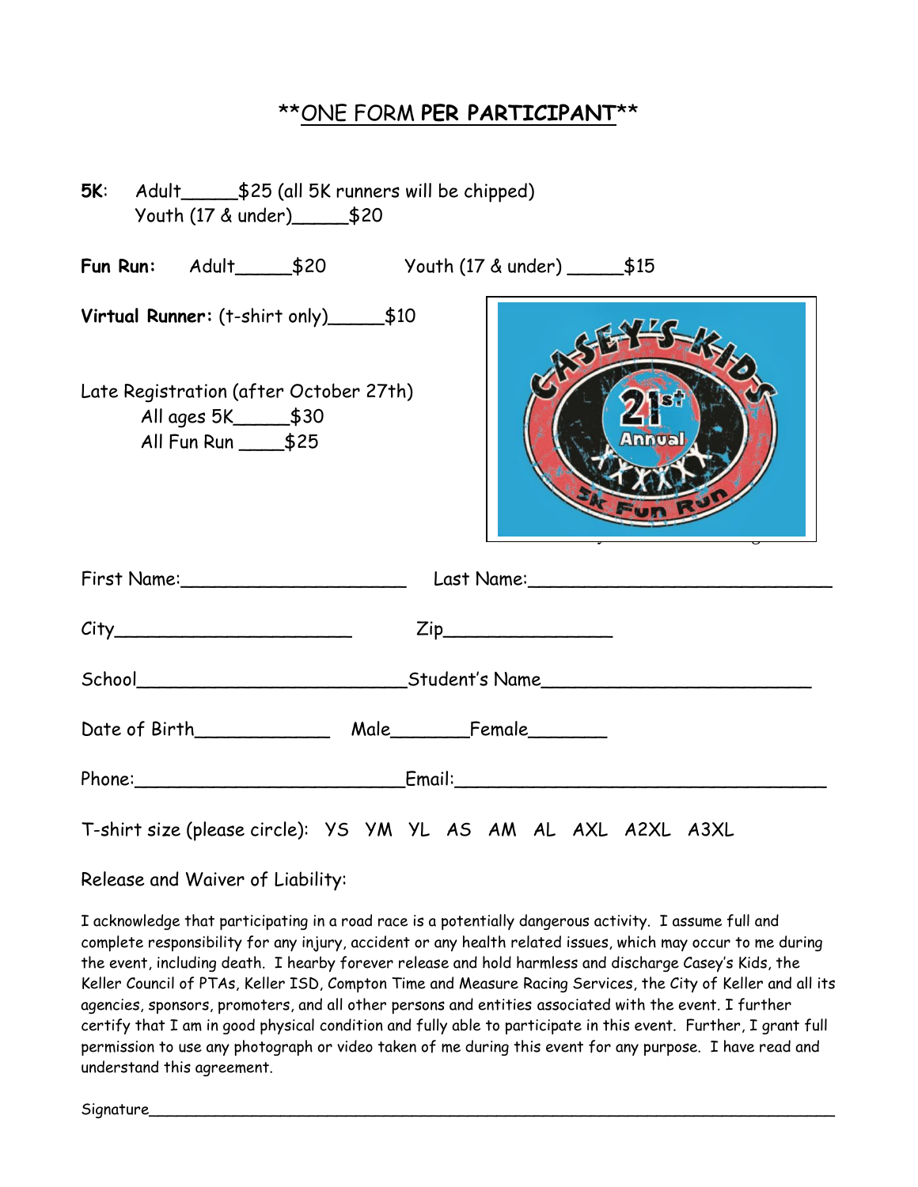**ONE FORM **PER PARTICIPANT****

**5K**: Adult_____$25 (all 5K runners will be chipped)
Youth (17 & under)_____$20

**Fun Run:** Adult_____$20 Youth (17 & under) _____$15

**Virtual Runner:** (t-shirt only)_____$10

Late Registration (after October 27th)
All ages 5K_____$30
All Fun Run ____$25

First Name:____________________ Last Name:___________________________

City_____________________ Zip_______________

School________________________Student's Name________________________

Date of Birth____________ Male_______Female_______

Phone:________________________Email:_________________________________

T-shirt size (please circle): YS YM YL AS AM AL AXL A2XL A3XL

Release and Waiver of Liability:

I acknowledge that participating in a road race is a potentially dangerous activity. I assume full and complete responsibility for any injury, accident or any health related issues, which may occur to me during the event, including death. I hearby forever release and hold harmless and discharge Casey's Kids, the Keller Council of PTAs, Keller ISD, Compton Time and Measure Racing Services, the City of Keller and all its agencies, sponsors, promoters, and all other persons and entities associated with the event. I further certify that I am in good physical condition and fully able to participate in this event. Further, I grant full permission to use any photograph or video taken of me during this event for any purpose. I have read and understand this agreement.

Signature_______________________________________________________________________